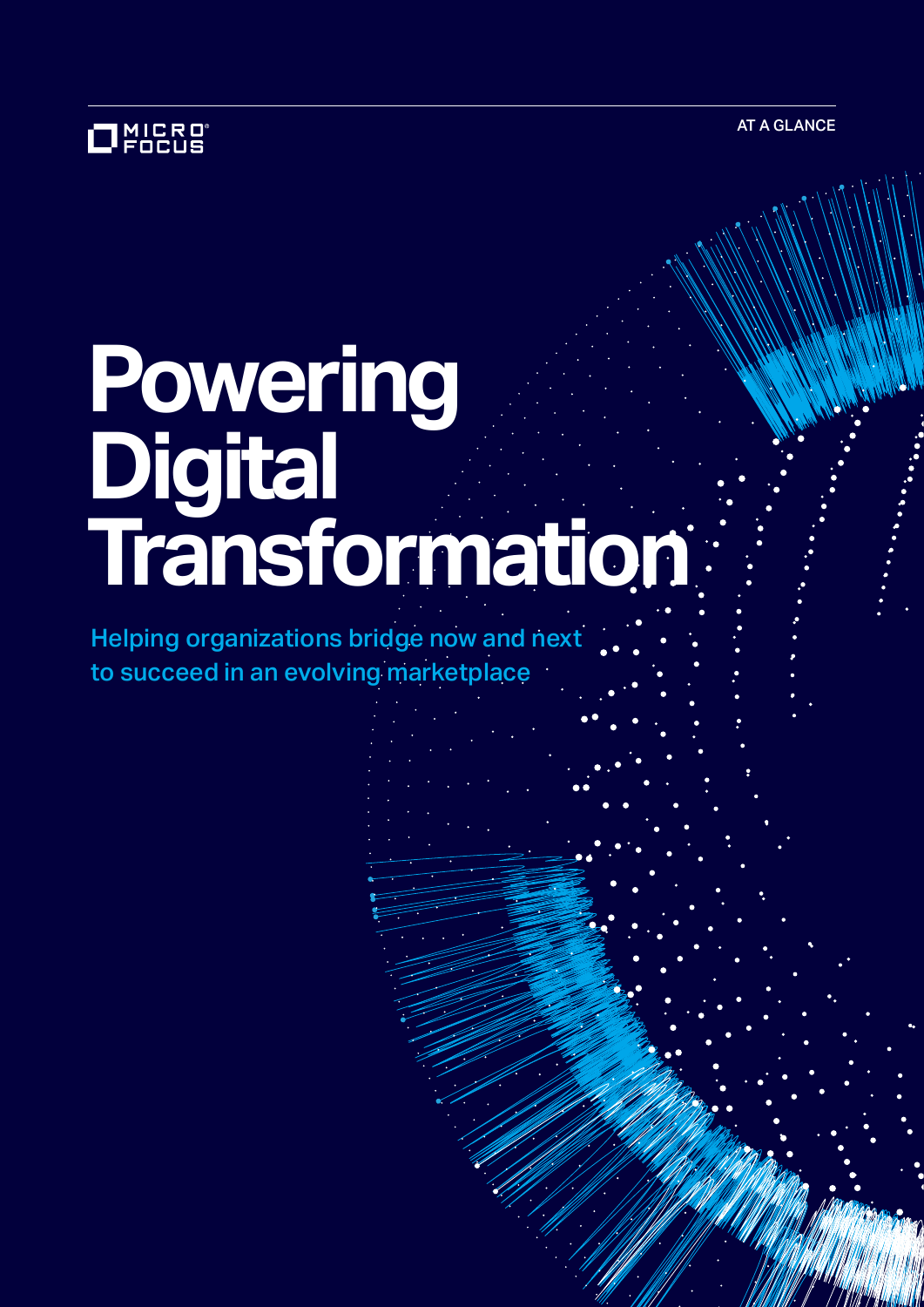MICRO FOCUS

AT A GLANCE

# Powering Digital Transformation

Helping organizations bridge now and next to succeed in an evolving marketplace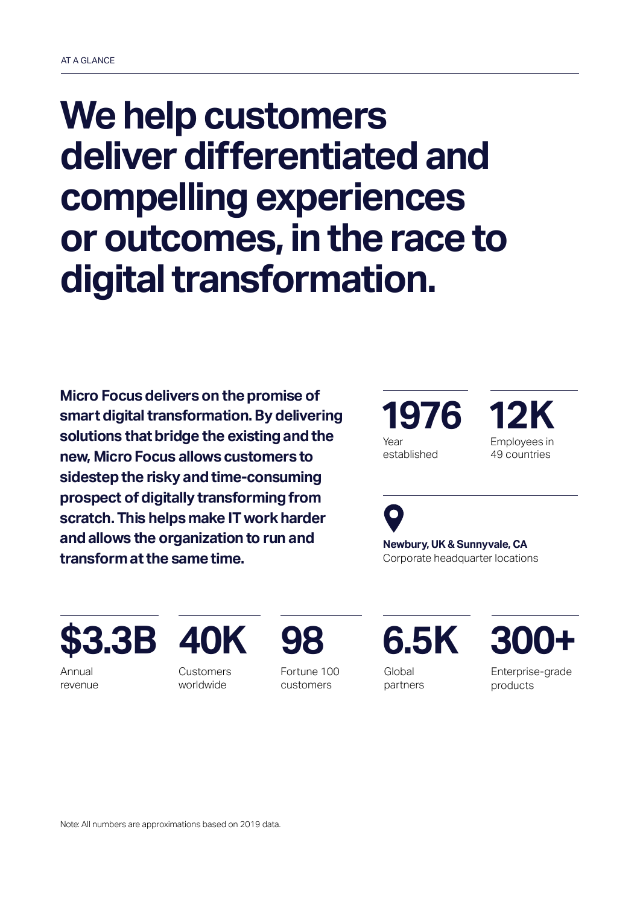AT A GLANCE

# We help customers deliver differentiated and compelling experiences or outcomes, in the race to digital transformation.

**Micro Focus delivers on the promise of smart digital transformation. By delivering solutions that bridge the existing and the new, Micro Focus allows customers to sidestep the risky and time-consuming prospect of digitally transforming from scratch. This helps make IT work harder and allows the organization to run and transform at the same time.**

**1976**
Year established

**12K**
Employees in 49 countries

**Newbury, UK & Sunnyvale, CA**
Corporate headquarter locations

**$3.3B**
Annual revenue

**40K**
Customers worldwide

**98**
Fortune 100 customers

**6.5K**
Global partners

**300+**
Enterprise-grade products

Note: All numbers are approximations based on 2019 data.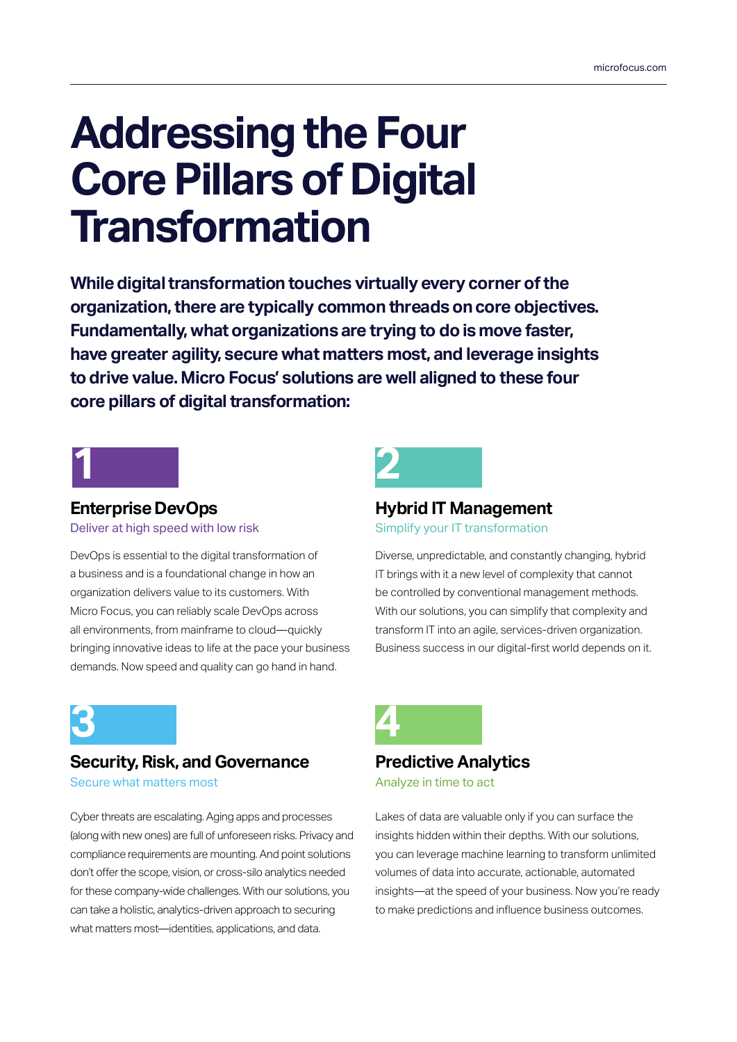# Addressing the Four Core Pillars of Digital Transformation

**While digital transformation touches virtually every corner of the organization, there are typically common threads on core objectives. Fundamentally, what organizations are trying to do is move faster, have greater agility, secure what matters most, and leverage insights to drive value. Micro Focus' solutions are well aligned to these four core pillars of digital transformation:**

1

## Enterprise DevOps

Deliver at high speed with low risk

DevOps is essential to the digital transformation of a business and is a foundational change in how an organization delivers value to its customers. With Micro Focus, you can reliably scale DevOps across all environments, from mainframe to cloud—quickly bringing innovative ideas to life at the pace your business demands. Now speed and quality can go hand in hand.

2

## Hybrid IT Management

Simplify your IT transformation

Diverse, unpredictable, and constantly changing, hybrid IT brings with it a new level of complexity that cannot be controlled by conventional management methods. With our solutions, you can simplify that complexity and transform IT into an agile, services-driven organization. Business success in our digital-first world depends on it.

3

## Security, Risk, and Governance

Secure what matters most

Cyber threats are escalating. Aging apps and processes (along with new ones) are full of unforeseen risks. Privacy and compliance requirements are mounting. And point solutions don't offer the scope, vision, or cross-silo analytics needed for these company-wide challenges. With our solutions, you can take a holistic, analytics-driven approach to securing what matters most—identities, applications, and data.

4

## Predictive Analytics

Analyze in time to act

Lakes of data are valuable only if you can surface the insights hidden within their depths. With our solutions, you can leverage machine learning to transform unlimited volumes of data into accurate, actionable, automated insights—at the speed of your business. Now you're ready to make predictions and influence business outcomes.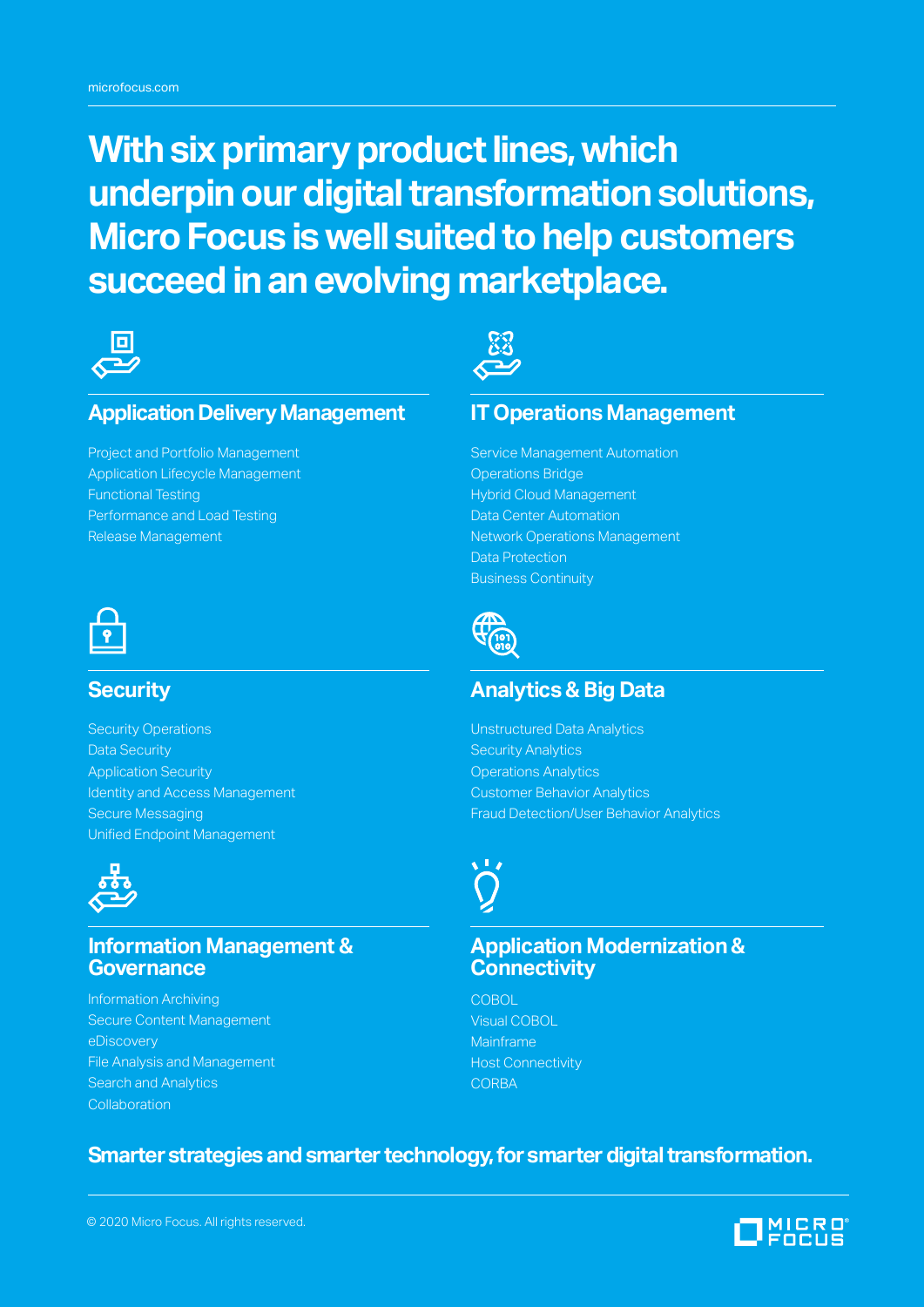# With six primary product lines, which underpin our digital transformation solutions, Micro Focus is well suited to help customers succeed in an evolving marketplace.

## Application Delivery Management

Project and Portfolio Management
Application Lifecycle Management
Functional Testing
Performance and Load Testing
Release Management

## IT Operations Management

Service Management Automation
Operations Bridge
Hybrid Cloud Management
Data Center Automation
Network Operations Management
Data Protection
Business Continuity

## Security

Security Operations
Data Security
Application Security
Identity and Access Management
Secure Messaging
Unified Endpoint Management

## Analytics & Big Data

Unstructured Data Analytics
Security Analytics
Operations Analytics
Customer Behavior Analytics
Fraud Detection/User Behavior Analytics

## Information Management & Governance

Information Archiving
Secure Content Management
eDiscovery
File Analysis and Management
Search and Analytics
Collaboration

## Application Modernization & Connectivity

COBOL
Visual COBOL
Mainframe
Host Connectivity
CORBA

**Smarter strategies and smarter technology, for smarter digital transformation.**

© 2020 Micro Focus. All rights reserved.